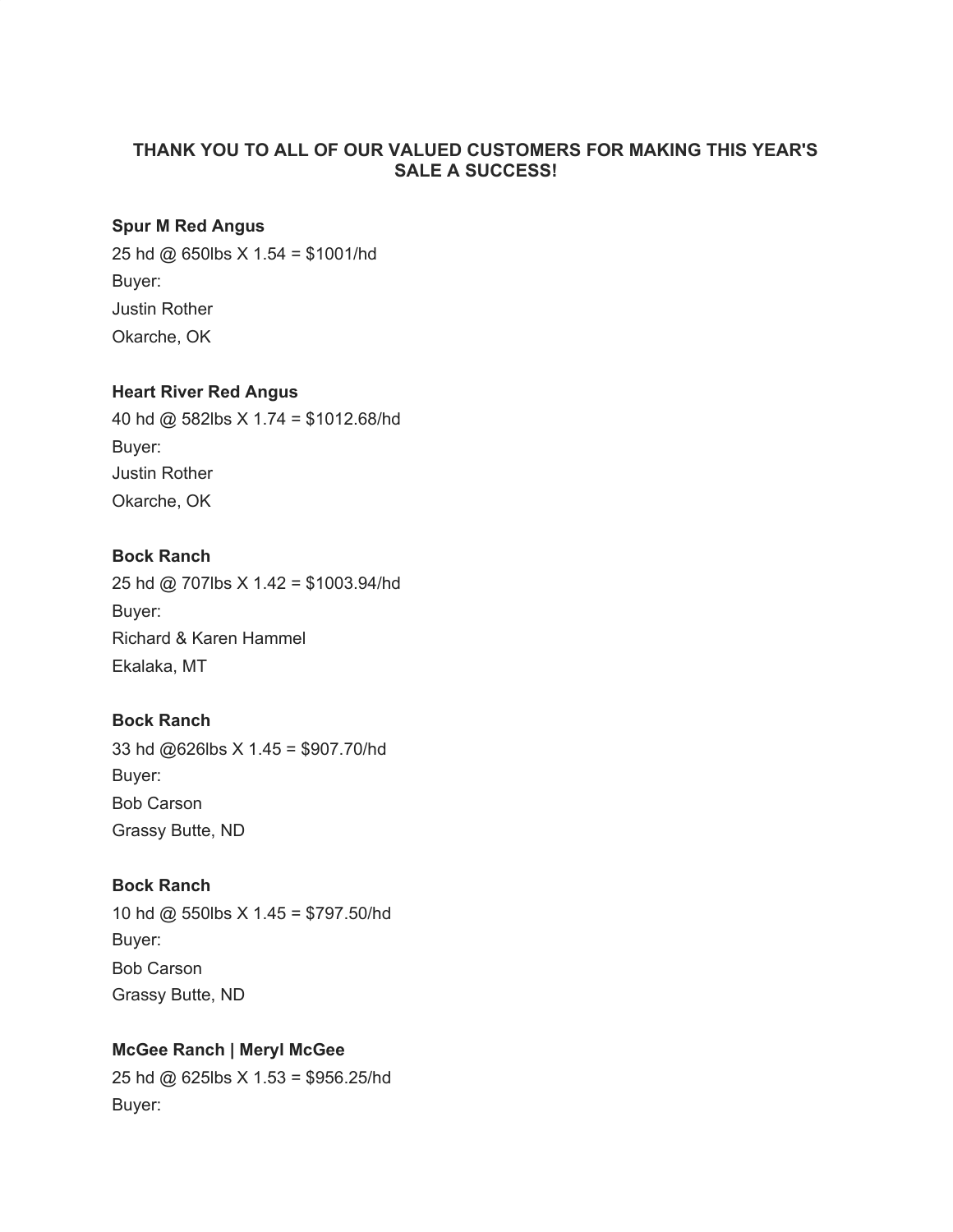## THANK YOU TO ALL OF OUR VALUED CUSTOMERS FOR MAKING THIS YEAR'S SALE A SUCCESS!

**Spur M Red Angus**

25 hd @ 650lbs X 1.54 = $1001/hd

Buyer:

Justin Rother

Okarche, OK

**Heart River Red Angus**

40 hd @ 582lbs X 1.74 = $1012.68/hd

Buyer:

Justin Rother

Okarche, OK

**Bock Ranch**

25 hd @ 707lbs X 1.42 = $1003.94/hd

Buyer:

Richard & Karen Hammel

Ekalaka, MT

**Bock Ranch**

33 hd @626lbs X 1.45 = $907.70/hd

Buyer:

Bob Carson

Grassy Butte, ND

**Bock Ranch**

10 hd @ 550lbs X 1.45 = $797.50/hd

Buyer:

Bob Carson

Grassy Butte, ND

**McGee Ranch | Meryl McGee**

25 hd @ 625lbs X 1.53 = $956.25/hd

Buyer: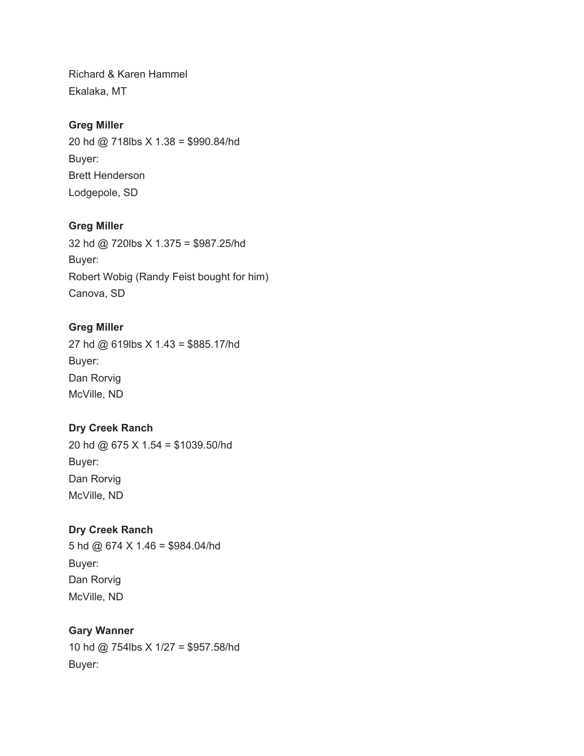Richard & Karen Hammel
Ekalaka, MT

**Greg Miller**
20 hd @ 718lbs X 1.38 = $990.84/hd
Buyer:
Brett Henderson
Lodgepole, SD

**Greg Miller**
32 hd @ 720lbs X 1.375 = $987.25/hd
Buyer:
Robert Wobig (Randy Feist bought for him)
Canova, SD

**Greg Miller**
27 hd @ 619lbs X 1.43 = $885.17/hd
Buyer:
Dan Rorvig
McVille, ND

**Dry Creek Ranch**
20 hd @ 675 X 1.54 = $1039.50/hd
Buyer:
Dan Rorvig
McVille, ND

**Dry Creek Ranch**
5 hd @ 674 X 1.46 = $984.04/hd
Buyer:
Dan Rorvig
McVille, ND

**Gary Wanner**
10 hd @ 754lbs X 1/27 = $957.58/hd
Buyer: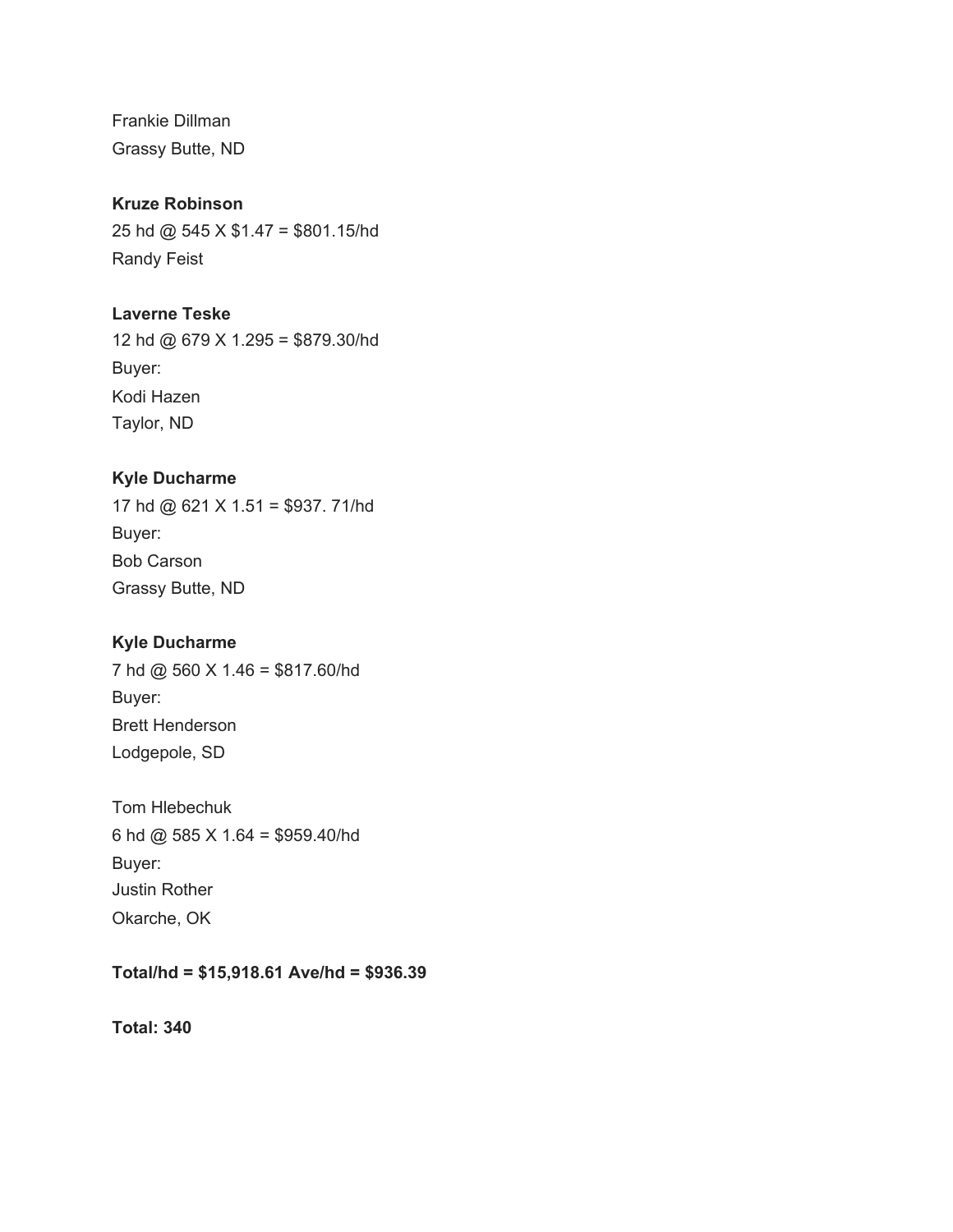Frankie Dillman
Grassy Butte, ND

**Kruze Robinson**
25 hd @ 545 X $1.47 = $801.15/hd
Randy Feist

**Laverne Teske**
12 hd @ 679 X 1.295 = $879.30/hd
Buyer:
Kodi Hazen
Taylor, ND

**Kyle Ducharme**
17 hd @ 621 X 1.51 = $937. 71/hd
Buyer:
Bob Carson
Grassy Butte, ND

**Kyle Ducharme**
7 hd @ 560 X 1.46 = $817.60/hd
Buyer:
Brett Henderson
Lodgepole, SD

Tom Hlebechuk
6 hd @ 585 X 1.64 = $959.40/hd
Buyer:
Justin Rother
Okarche, OK

**Total/hd = $15,918.61 Ave/hd = $936.39**

**Total: 340**